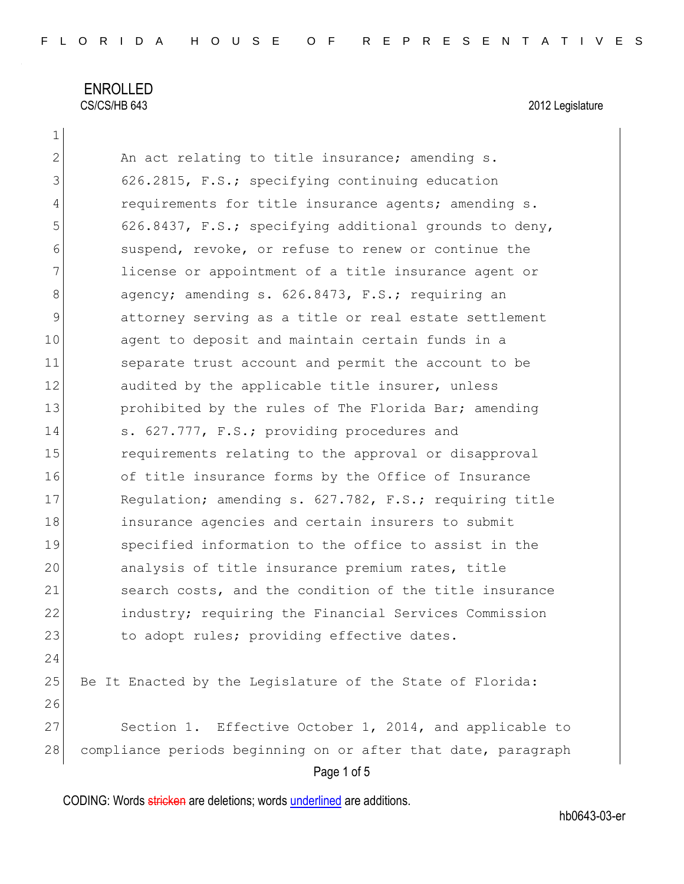ENROLLED
CS/CS/HB 643 2012 Legislature

An act relating to title insurance; amending s. 626.2815, F.S.; specifying continuing education requirements for title insurance agents; amending s. 626.8437, F.S.; specifying additional grounds to deny, suspend, revoke, or refuse to renew or continue the license or appointment of a title insurance agent or agency; amending s. 626.8473, F.S.; requiring an attorney serving as a title or real estate settlement agent to deposit and maintain certain funds in a separate trust account and permit the account to be audited by the applicable title insurer, unless prohibited by the rules of The Florida Bar; amending s. 627.777, F.S.; providing procedures and requirements relating to the approval or disapproval of title insurance forms by the Office of Insurance Regulation; amending s. 627.782, F.S.; requiring title insurance agencies and certain insurers to submit specified information to the office to assist in the analysis of title insurance premium rates, title search costs, and the condition of the title insurance industry; requiring the Financial Services Commission to adopt rules; providing effective dates.

Be It Enacted by the Legislature of the State of Florida:

Section 1. Effective October 1, 2014, and applicable to compliance periods beginning on or after that date, paragraph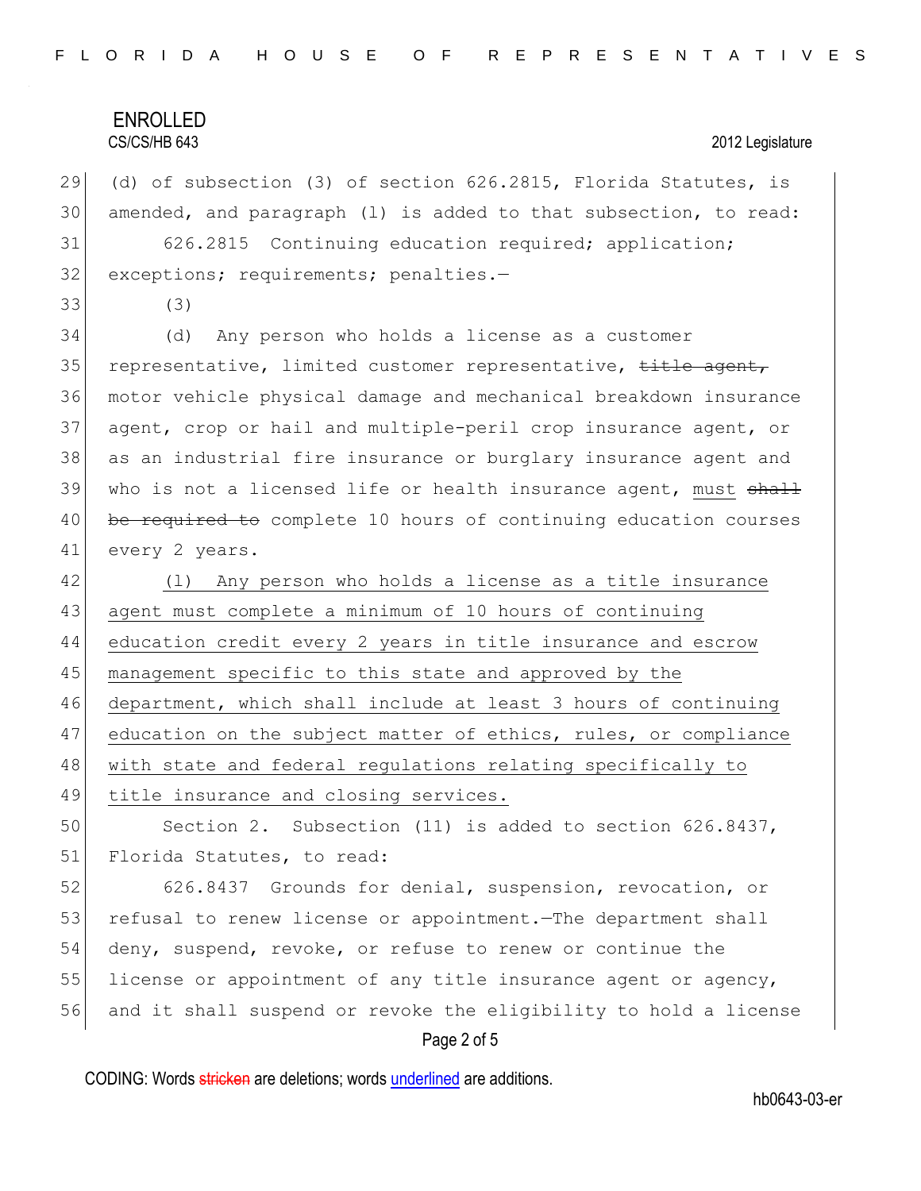(d) of subsection (3) of section 626.2815, Florida Statutes, is amended, and paragraph (l) is added to that subsection, to read:

626.2815 Continuing education required; application; exceptions; requirements; penalties.—

(3)

(d) Any person who holds a license as a customer representative, limited customer representative, ~~title agent,~~ motor vehicle physical damage and mechanical breakdown insurance agent, crop or hail and multiple-peril crop insurance agent, or as an industrial fire insurance or burglary insurance agent and who is not a licensed life or health insurance agent, <u>must</u> ~~shall be required to~~ complete 10 hours of continuing education courses every 2 years.

<u>(l) Any person who holds a license as a title insurance agent must complete a minimum of 10 hours of continuing education credit every 2 years in title insurance and escrow management specific to this state and approved by the department, which shall include at least 3 hours of continuing education on the subject matter of ethics, rules, or compliance with state and federal regulations relating specifically to title insurance and closing services.</u>

Section 2. Subsection (11) is added to section 626.8437, Florida Statutes, to read:

626.8437 Grounds for denial, suspension, revocation, or refusal to renew license or appointment.—The department shall deny, suspend, revoke, or refuse to renew or continue the license or appointment of any title insurance agent or agency, and it shall suspend or revoke the eligibility to hold a license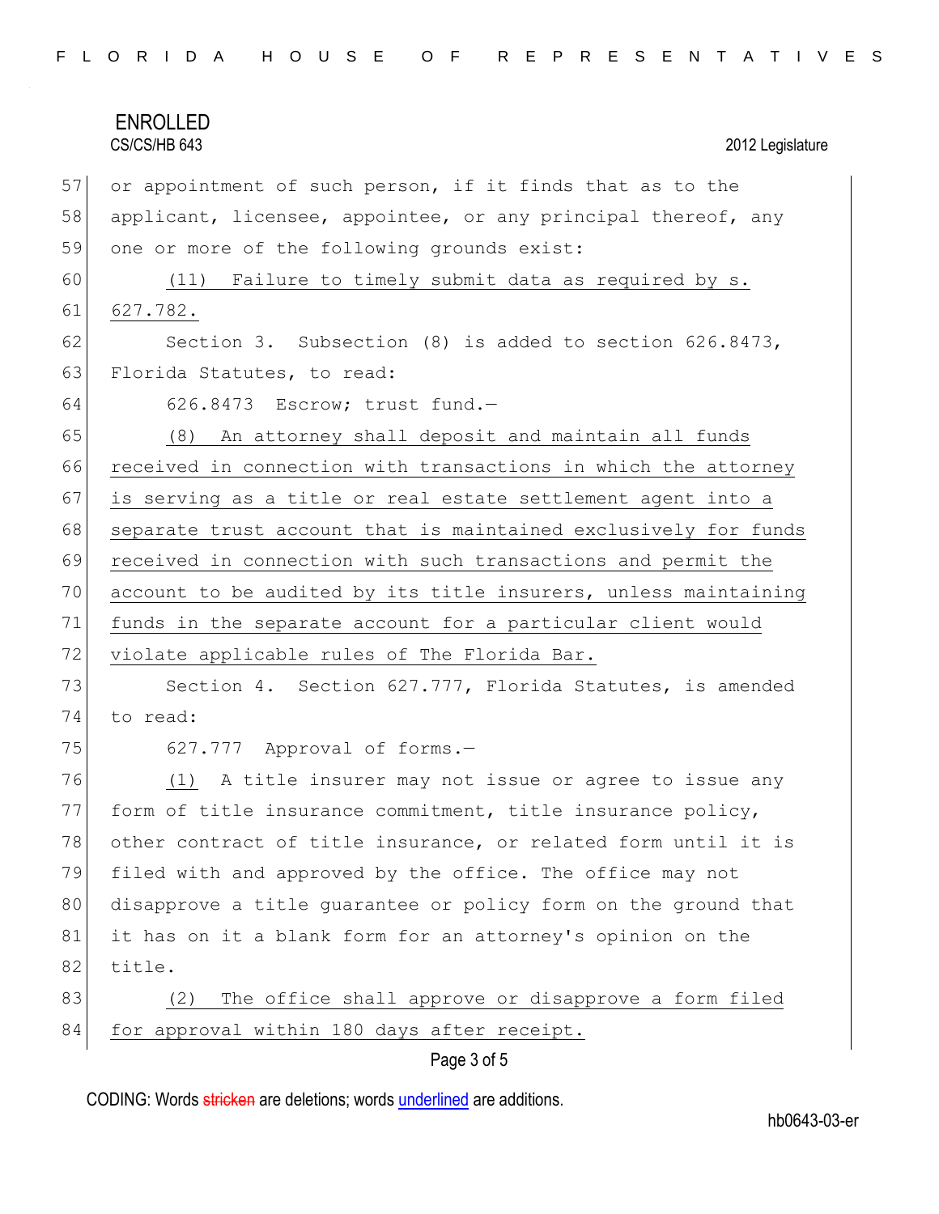or appointment of such person, if it finds that as to the applicant, licensee, appointee, or any principal thereof, any one or more of the following grounds exist:

(11) Failure to timely submit data as required by s. 627.782.

Section 3. Subsection (8) is added to section 626.8473, Florida Statutes, to read:

626.8473 Escrow; trust fund.—

(8) An attorney shall deposit and maintain all funds received in connection with transactions in which the attorney is serving as a title or real estate settlement agent into a separate trust account that is maintained exclusively for funds received in connection with such transactions and permit the account to be audited by its title insurers, unless maintaining funds in the separate account for a particular client would violate applicable rules of The Florida Bar.

Section 4. Section 627.777, Florida Statutes, is amended to read:

627.777 Approval of forms.—

(1) A title insurer may not issue or agree to issue any form of title insurance commitment, title insurance policy, other contract of title insurance, or related form until it is filed with and approved by the office. The office may not disapprove a title guarantee or policy form on the ground that it has on it a blank form for an attorney's opinion on the title.

(2) The office shall approve or disapprove a form filed for approval within 180 days after receipt.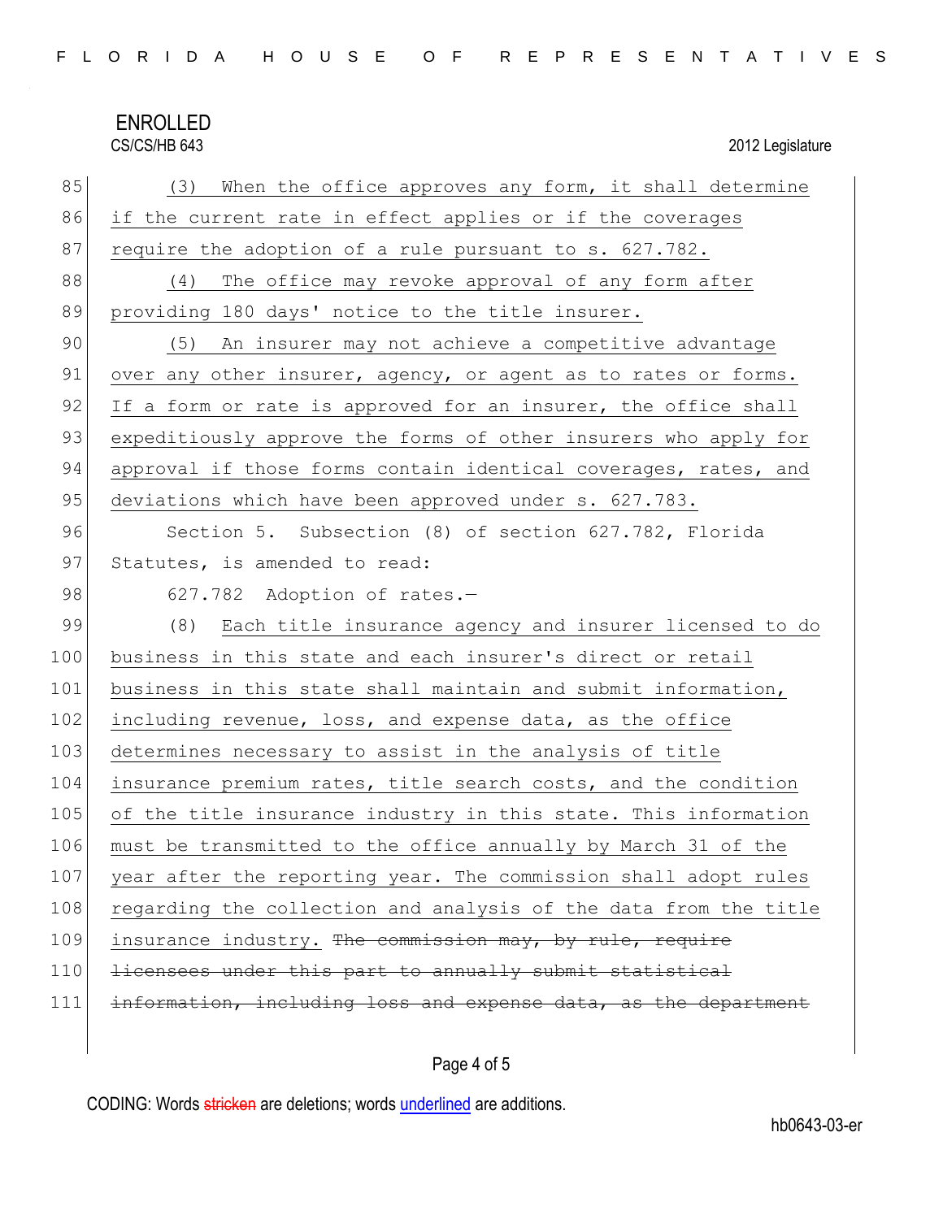ENROLLED
CS/CS/HB 643 2012 Legislature

(3) When the office approves any form, it shall determine if the current rate in effect applies or if the coverages require the adoption of a rule pursuant to s. 627.782.

(4) The office may revoke approval of any form after providing 180 days' notice to the title insurer.

(5) An insurer may not achieve a competitive advantage over any other insurer, agency, or agent as to rates or forms. If a form or rate is approved for an insurer, the office shall expeditiously approve the forms of other insurers who apply for approval if those forms contain identical coverages, rates, and deviations which have been approved under s. 627.783.

Section 5. Subsection (8) of section 627.782, Florida Statutes, is amended to read:

627.782 Adoption of rates.—

(8) Each title insurance agency and insurer licensed to do business in this state and each insurer's direct or retail business in this state shall maintain and submit information, including revenue, loss, and expense data, as the office determines necessary to assist in the analysis of title insurance premium rates, title search costs, and the condition of the title insurance industry in this state. This information must be transmitted to the office annually by March 31 of the year after the reporting year. The commission shall adopt rules regarding the collection and analysis of the data from the title insurance industry. ~~The commission may, by rule, require licensees under this part to annually submit statistical information, including loss and expense data, as the department~~

CODING: Words ~~stricken~~ are deletions; words underlined are additions.

hb0643-03-er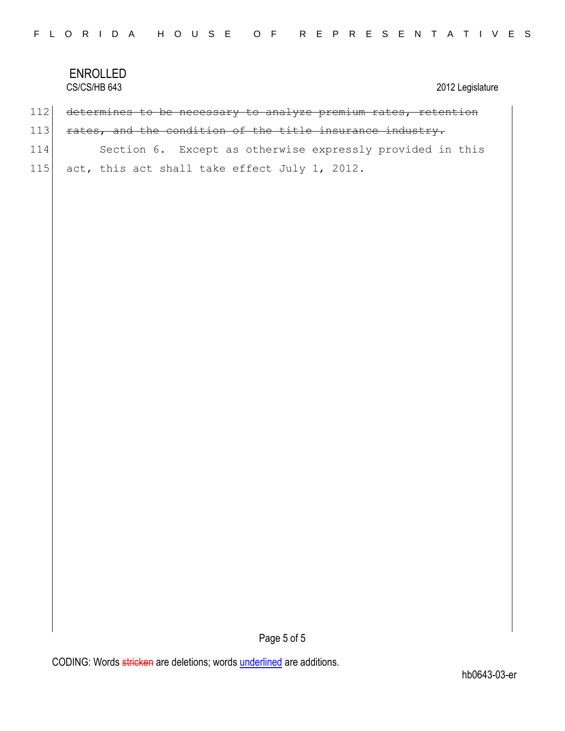ENROLLED

CS/CS/HB 643 2012 Legislature

112 ~~determines to be necessary to analyze premium rates, retention~~
113 ~~rates, and the condition of the title insurance industry.~~
114 Section 6. Except as otherwise expressly provided in this
115 act, this act shall take effect July 1, 2012.

CODING: Words ~~stricken~~ are deletions; words <u>underlined</u> are additions.

hb0643-03-er